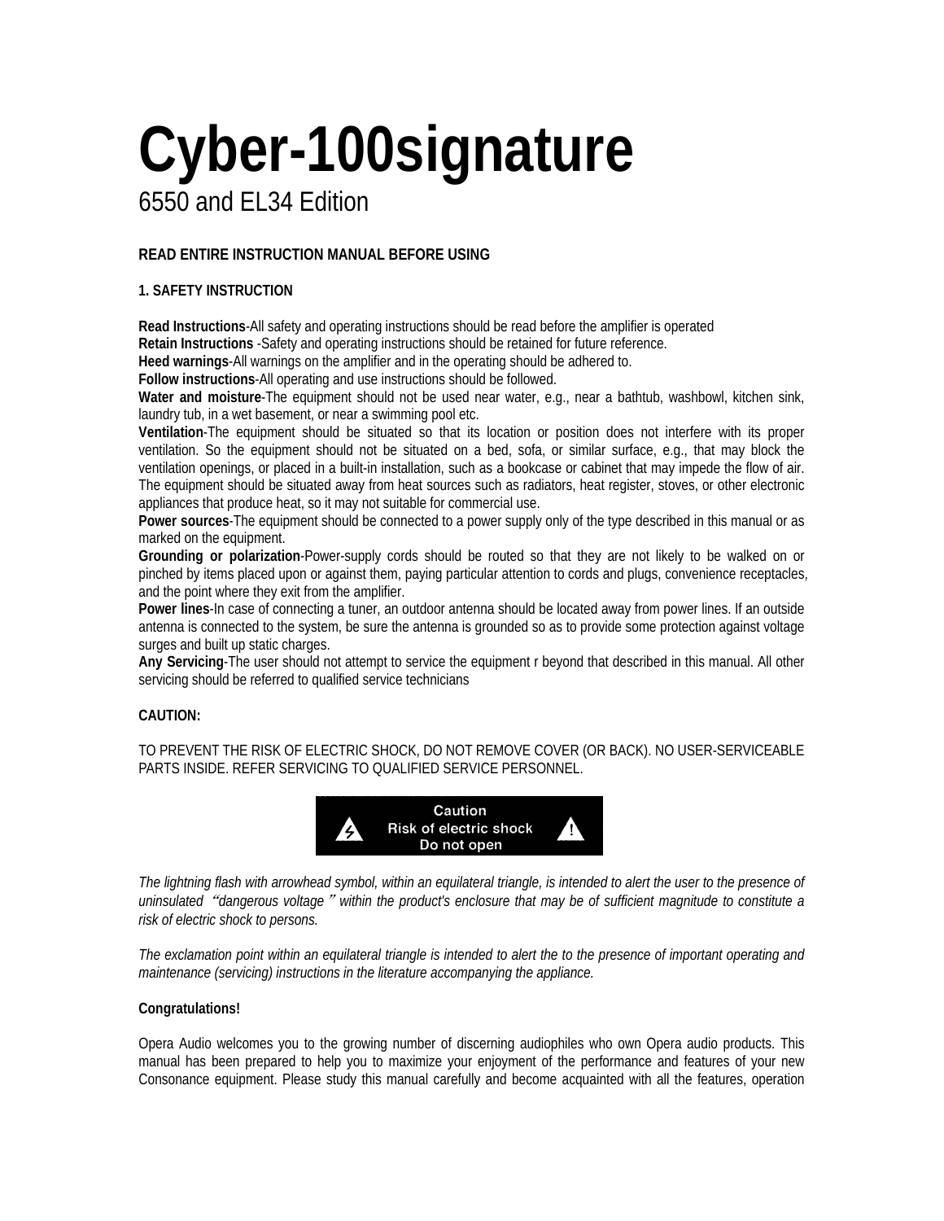# Cyber-100signature

6550 and EL34 Edition

**READ ENTIRE INSTRUCTION MANUAL BEFORE USING**

**1. SAFETY INSTRUCTION**

**Read Instructions**-All safety and operating instructions should be read before the amplifier is operated
**Retain Instructions** -Safety and operating instructions should be retained for future reference.
**Heed warnings**-All warnings on the amplifier and in the operating should be adhered to.
**Follow instructions**-All operating and use instructions should be followed.
**Water and moisture**-The equipment should not be used near water, e.g., near a bathtub, washbowl, kitchen sink, laundry tub, in a wet basement, or near a swimming pool etc.
**Ventilation**-The equipment should be situated so that its location or position does not interfere with its proper ventilation. So the equipment should not be situated on a bed, sofa, or similar surface, e.g., that may block the ventilation openings, or placed in a built-in installation, such as a bookcase or cabinet that may impede the flow of air. The equipment should be situated away from heat sources such as radiators, heat register, stoves, or other electronic appliances that produce heat, so it may not suitable for commercial use.
**Power sources**-The equipment should be connected to a power supply only of the type described in this manual or as marked on the equipment.
**Grounding or polarization**-Power-supply cords should be routed so that they are not likely to be walked on or pinched by items placed upon or against them, paying particular attention to cords and plugs, convenience receptacles, and the point where they exit from the amplifier.
**Power lines**-In case of connecting a tuner, an outdoor antenna should be located away from power lines. If an outside antenna is connected to the system, be sure the antenna is grounded so as to provide some protection against voltage surges and built up static charges.
**Any Servicing**-The user should not attempt to service the equipment r beyond that described in this manual. All other servicing should be referred to qualified service technicians

**CAUTION:**

TO PREVENT THE RISK OF ELECTRIC SHOCK, DO NOT REMOVE COVER (OR BACK). NO USER-SERVICEABLE PARTS INSIDE. REFER SERVICING TO QUALIFIED SERVICE PERSONNEL.

Caution
Risk of electric shock
Do not open

*The lightning flash with arrowhead symbol, within an equilateral triangle, is intended to alert the user to the presence of uninsulated "dangerous voltage" within the product's enclosure that may be of sufficient magnitude to constitute a risk of electric shock to persons.*

*The exclamation point within an equilateral triangle is intended to alert the to the presence of important operating and maintenance (servicing) instructions in the literature accompanying the appliance.*

**Congratulations!**

Opera Audio welcomes you to the growing number of discerning audiophiles who own Opera audio products. This manual has been prepared to help you to maximize your enjoyment of the performance and features of your new Consonance equipment. Please study this manual carefully and become acquainted with all the features, operation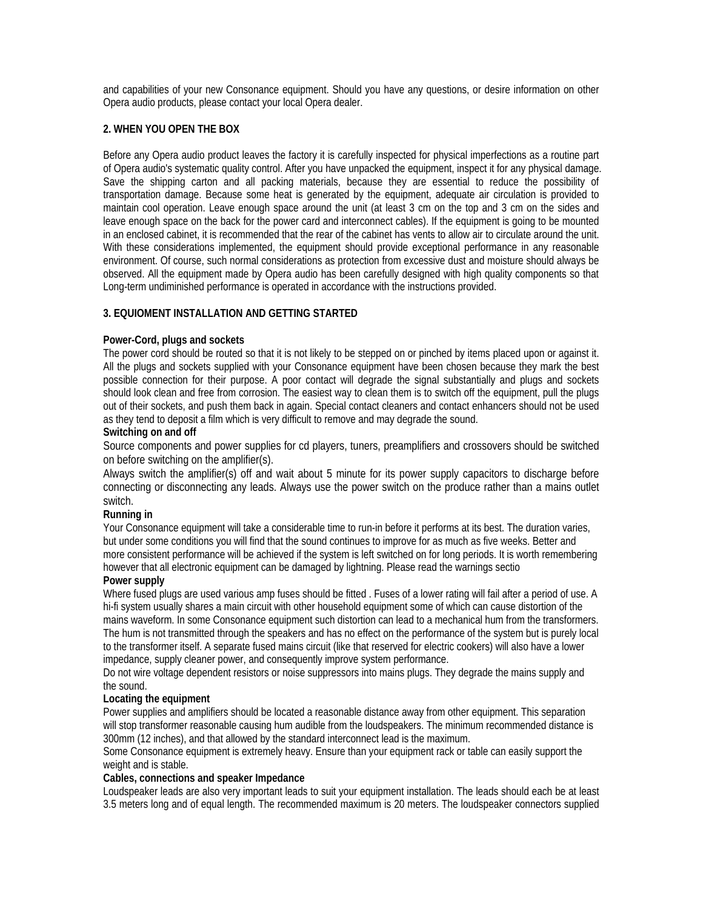and capabilities of your new Consonance equipment. Should you have any questions, or desire information on other Opera audio products, please contact your local Opera dealer.

## 2. WHEN YOU OPEN THE BOX

Before any Opera audio product leaves the factory it is carefully inspected for physical imperfections as a routine part of Opera audio's systematic quality control. After you have unpacked the equipment, inspect it for any physical damage. Save the shipping carton and all packing materials, because they are essential to reduce the possibility of transportation damage. Because some heat is generated by the equipment, adequate air circulation is provided to maintain cool operation. Leave enough space around the unit (at least 3 cm on the top and 3 cm on the sides and leave enough space on the back for the power card and interconnect cables). If the equipment is going to be mounted in an enclosed cabinet, it is recommended that the rear of the cabinet has vents to allow air to circulate around the unit. With these considerations implemented, the equipment should provide exceptional performance in any reasonable environment. Of course, such normal considerations as protection from excessive dust and moisture should always be observed. All the equipment made by Opera audio has been carefully designed with high quality components so that Long-term undiminished performance is operated in accordance with the instructions provided.

## 3. EQUIOMENT INSTALLATION AND GETTING STARTED

**Power-Cord, plugs and sockets**

The power cord should be routed so that it is not likely to be stepped on or pinched by items placed upon or against it. All the plugs and sockets supplied with your Consonance equipment have been chosen because they mark the best possible connection for their purpose. A poor contact will degrade the signal substantially and plugs and sockets should look clean and free from corrosion. The easiest way to clean them is to switch off the equipment, pull the plugs out of their sockets, and push them back in again. Special contact cleaners and contact enhancers should not be used as they tend to deposit a film which is very difficult to remove and may degrade the sound.

**Switching on and off**

Source components and power supplies for cd players, tuners, preamplifiers and crossovers should be switched on before switching on the amplifier(s).

Always switch the amplifier(s) off and wait about 5 minute for its power supply capacitors to discharge before connecting or disconnecting any leads. Always use the power switch on the produce rather than a mains outlet switch.

**Running in**

Your Consonance equipment will take a considerable time to run-in before it performs at its best. The duration varies, but under some conditions you will find that the sound continues to improve for as much as five weeks. Better and more consistent performance will be achieved if the system is left switched on for long periods. It is worth remembering however that all electronic equipment can be damaged by lightning. Please read the warnings sectio

**Power supply**

Where fused plugs are used various amp fuses should be fitted . Fuses of a lower rating will fail after a period of use. A hi-fi system usually shares a main circuit with other household equipment some of which can cause distortion of the mains waveform. In some Consonance equipment such distortion can lead to a mechanical hum from the transformers. The hum is not transmitted through the speakers and has no effect on the performance of the system but is purely local to the transformer itself. A separate fused mains circuit (like that reserved for electric cookers) will also have a lower impedance, supply cleaner power, and consequently improve system performance.

Do not wire voltage dependent resistors or noise suppressors into mains plugs. They degrade the mains supply and the sound.

**Locating the equipment**

Power supplies and amplifiers should be located a reasonable distance away from other equipment. This separation will stop transformer reasonable causing hum audible from the loudspeakers. The minimum recommended distance is 300mm (12 inches), and that allowed by the standard interconnect lead is the maximum.

Some Consonance equipment is extremely heavy. Ensure than your equipment rack or table can easily support the weight and is stable.

**Cables, connections and speaker Impedance**

Loudspeaker leads are also very important leads to suit your equipment installation. The leads should each be at least 3.5 meters long and of equal length. The recommended maximum is 20 meters. The loudspeaker connectors supplied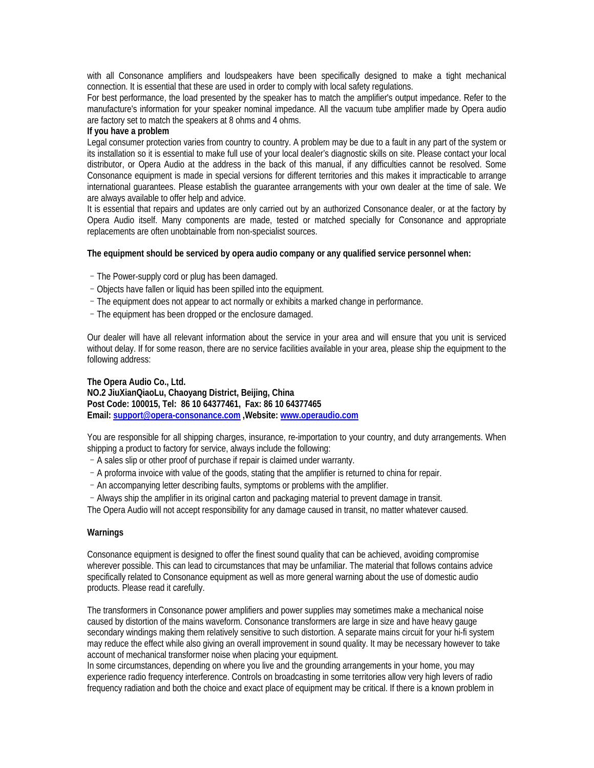with all Consonance amplifiers and loudspeakers have been specifically designed to make a tight mechanical connection. It is essential that these are used in order to comply with local safety regulations.
For best performance, the load presented by the speaker has to match the amplifier's output impedance. Refer to the manufacture's information for your speaker nominal impedance. All the vacuum tube amplifier made by Opera audio are factory set to match the speakers at 8 ohms and 4 ohms.

**If you have a problem**

Legal consumer protection varies from country to country. A problem may be due to a fault in any part of the system or its installation so it is essential to make full use of your local dealer's diagnostic skills on site. Please contact your local distributor, or Opera Audio at the address in the back of this manual, if any difficulties cannot be resolved. Some Consonance equipment is made in special versions for different territories and this makes it impracticable to arrange international guarantees. Please establish the guarantee arrangements with your own dealer at the time of sale. We are always available to offer help and advice.
It is essential that repairs and updates are only carried out by an authorized Consonance dealer, or at the factory by Opera Audio itself. Many components are made, tested or matched specially for Consonance and appropriate replacements are often unobtainable from non-specialist sources.

**The equipment should be serviced by opera audio company or any qualified service personnel when:**

- The Power-supply cord or plug has been damaged.
- Objects have fallen or liquid has been spilled into the equipment.
- The equipment does not appear to act normally or exhibits a marked change in performance.
- The equipment has been dropped or the enclosure damaged.

Our dealer will have all relevant information about the service in your area and will ensure that you unit is serviced without delay. If for some reason, there are no service facilities available in your area, please ship the equipment to the following address:

**The Opera Audio Co., Ltd.**
**NO.2 JiuXianQiaoLu, Chaoyang District, Beijing, China**
**Post Code: 100015, Tel: 86 10 64377461, Fax: 86 10 64377465**
**Email: support@opera-consonance.com ,Website: www.operaudio.com**

You are responsible for all shipping charges, insurance, re-importation to your country, and duty arrangements. When shipping a product to factory for service, always include the following:

- A sales slip or other proof of purchase if repair is claimed under warranty.
- A proforma invoice with value of the goods, stating that the amplifier is returned to china for repair.
- An accompanying letter describing faults, symptoms or problems with the amplifier.
- Always ship the amplifier in its original carton and packaging material to prevent damage in transit.

The Opera Audio will not accept responsibility for any damage caused in transit, no matter whatever caused.

**Warnings**

Consonance equipment is designed to offer the finest sound quality that can be achieved, avoiding compromise wherever possible. This can lead to circumstances that may be unfamiliar. The material that follows contains advice specifically related to Consonance equipment as well as more general warning about the use of domestic audio products. Please read it carefully.

The transformers in Consonance power amplifiers and power supplies may sometimes make a mechanical noise caused by distortion of the mains waveform. Consonance transformers are large in size and have heavy gauge secondary windings making them relatively sensitive to such distortion. A separate mains circuit for your hi-fi system may reduce the effect while also giving an overall improvement in sound quality. It may be necessary however to take account of mechanical transformer noise when placing your equipment.
In some circumstances, depending on where you live and the grounding arrangements in your home, you may experience radio frequency interference. Controls on broadcasting in some territories allow very high levers of radio frequency radiation and both the choice and exact place of equipment may be critical. If there is a known problem in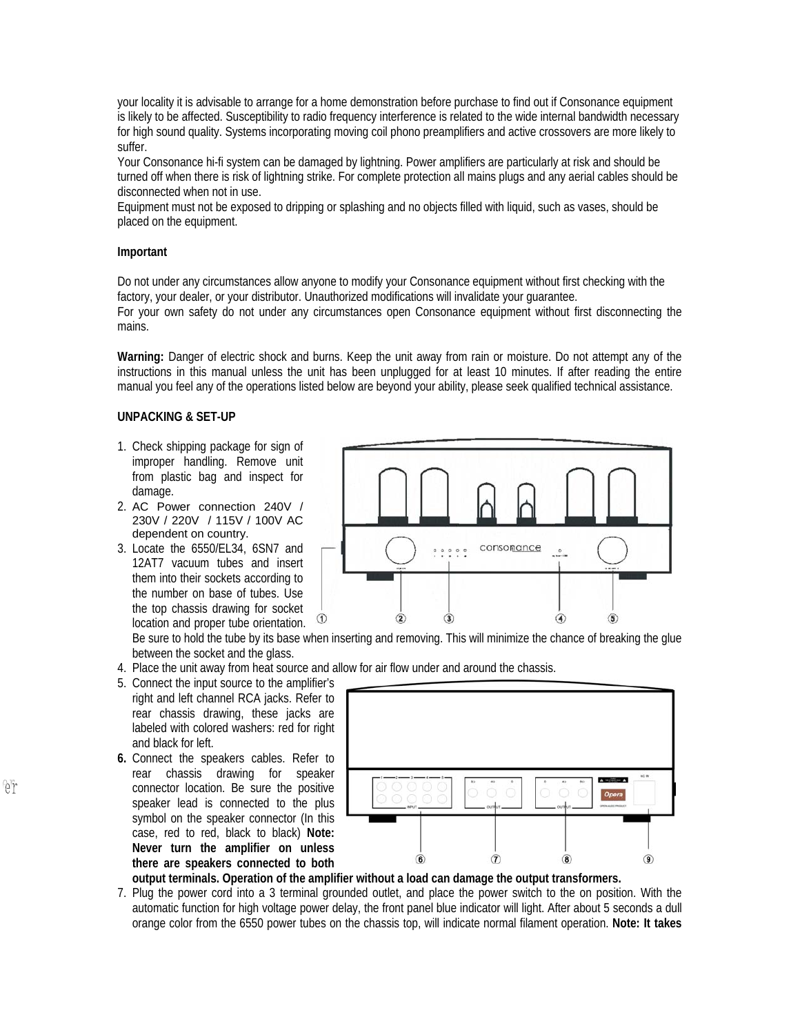your locality it is advisable to arrange for a home demonstration before purchase to find out if Consonance equipment is likely to be affected. Susceptibility to radio frequency interference is related to the wide internal bandwidth necessary for high sound quality. Systems incorporating moving coil phono preamplifiers and active crossovers are more likely to suffer.

Your Consonance hi-fi system can be damaged by lightning. Power amplifiers are particularly at risk and should be turned off when there is risk of lightning strike. For complete protection all mains plugs and any aerial cables should be disconnected when not in use.

Equipment must not be exposed to dripping or splashing and no objects filled with liquid, such as vases, should be placed on the equipment.

**Important**

Do not under any circumstances allow anyone to modify your Consonance equipment without first checking with the factory, your dealer, or your distributor. Unauthorized modifications will invalidate your guarantee.

For your own safety do not under any circumstances open Consonance equipment without first disconnecting the mains.

**Warning:** Danger of electric shock and burns. Keep the unit away from rain or moisture. Do not attempt any of the instructions in this manual unless the unit has been unplugged for at least 10 minutes. If after reading the entire manual you feel any of the operations listed below are beyond your ability, please seek qualified technical assistance.

**UNPACKING & SET-UP**

1. Check shipping package for sign of improper handling. Remove unit from plastic bag and inspect for damage.
2. AC Power connection 240V / 230V / 220V / 115V / 100V AC dependent on country.
3. Locate the 6550/EL34, 6SN7 and 12AT7 vacuum tubes and insert them into their sockets according to the number on base of tubes. Use the top chassis drawing for socket location and proper tube orientation. Be sure to hold the tube by its base when inserting and removing. This will minimize the chance of breaking the glue between the socket and the glass.
4. Place the unit away from heat source and allow for air flow under and around the chassis.
5. Connect the input source to the amplifier's right and left channel RCA jacks. Refer to rear chassis drawing, these jacks are labeled with colored washers: red for right and black for left.
6. Connect the speakers cables. Refer to rear chassis drawing for speaker connector location. Be sure the positive speaker lead is connected to the plus symbol on the speaker connector (In this case, red to red, black to black) **Note: Never turn the amplifier on unless there are speakers connected to both output terminals. Operation of the amplifier without a load can damage the output transformers.**
7. Plug the power cord into a 3 terminal grounded outlet, and place the power switch to the on position. With the automatic function for high voltage power delay, the front panel blue indicator will light. After about 5 seconds a dull orange color from the 6550 power tubes on the chassis top, will indicate normal filament operation. **Note: It takes**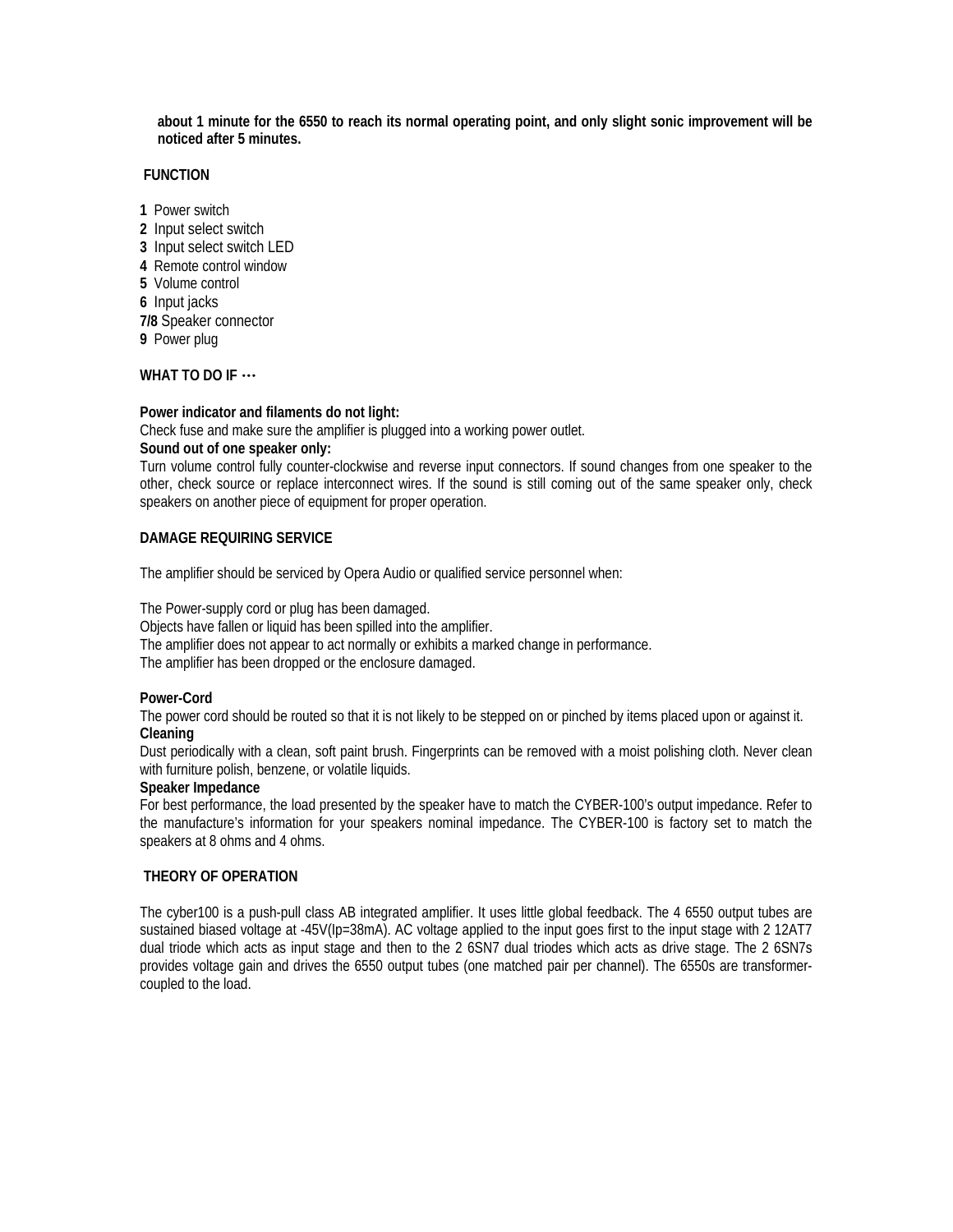**about 1 minute for the 6550 to reach its normal operating point, and only slight sonic improvement will be noticed after 5 minutes.**

## FUNCTION

**1** Power switch
**2** Input select switch
**3** Input select switch LED
**4** Remote control window
**5** Volume control
**6** Input jacks
**7/8** Speaker connector
**9** Power plug

## WHAT TO DO IF …

**Power indicator and filaments do not light:**
Check fuse and make sure the amplifier is plugged into a working power outlet.
**Sound out of one speaker only:**
Turn volume control fully counter-clockwise and reverse input connectors. If sound changes from one speaker to the other, check source or replace interconnect wires. If the sound is still coming out of the same speaker only, check speakers on another piece of equipment for proper operation.

## DAMAGE REQUIRING SERVICE

The amplifier should be serviced by Opera Audio or qualified service personnel when:

The Power-supply cord or plug has been damaged.
Objects have fallen or liquid has been spilled into the amplifier.
The amplifier does not appear to act normally or exhibits a marked change in performance.
The amplifier has been dropped or the enclosure damaged.

**Power-Cord**
The power cord should be routed so that it is not likely to be stepped on or pinched by items placed upon or against it.
**Cleaning**
Dust periodically with a clean, soft paint brush. Fingerprints can be removed with a moist polishing cloth. Never clean with furniture polish, benzene, or volatile liquids.
**Speaker Impedance**
For best performance, the load presented by the speaker have to match the CYBER-100's output impedance. Refer to the manufacture's information for your speakers nominal impedance. The CYBER-100 is factory set to match the speakers at 8 ohms and 4 ohms.

## THEORY OF OPERATION

The cyber100 is a push-pull class AB integrated amplifier. It uses little global feedback. The 4 6550 output tubes are sustained biased voltage at -45V(Ip=38mA). AC voltage applied to the input goes first to the input stage with 2 12AT7 dual triode which acts as input stage and then to the 2 6SN7 dual triodes which acts as drive stage. The 2 6SN7s provides voltage gain and drives the 6550 output tubes (one matched pair per channel). The 6550s are transformer-coupled to the load.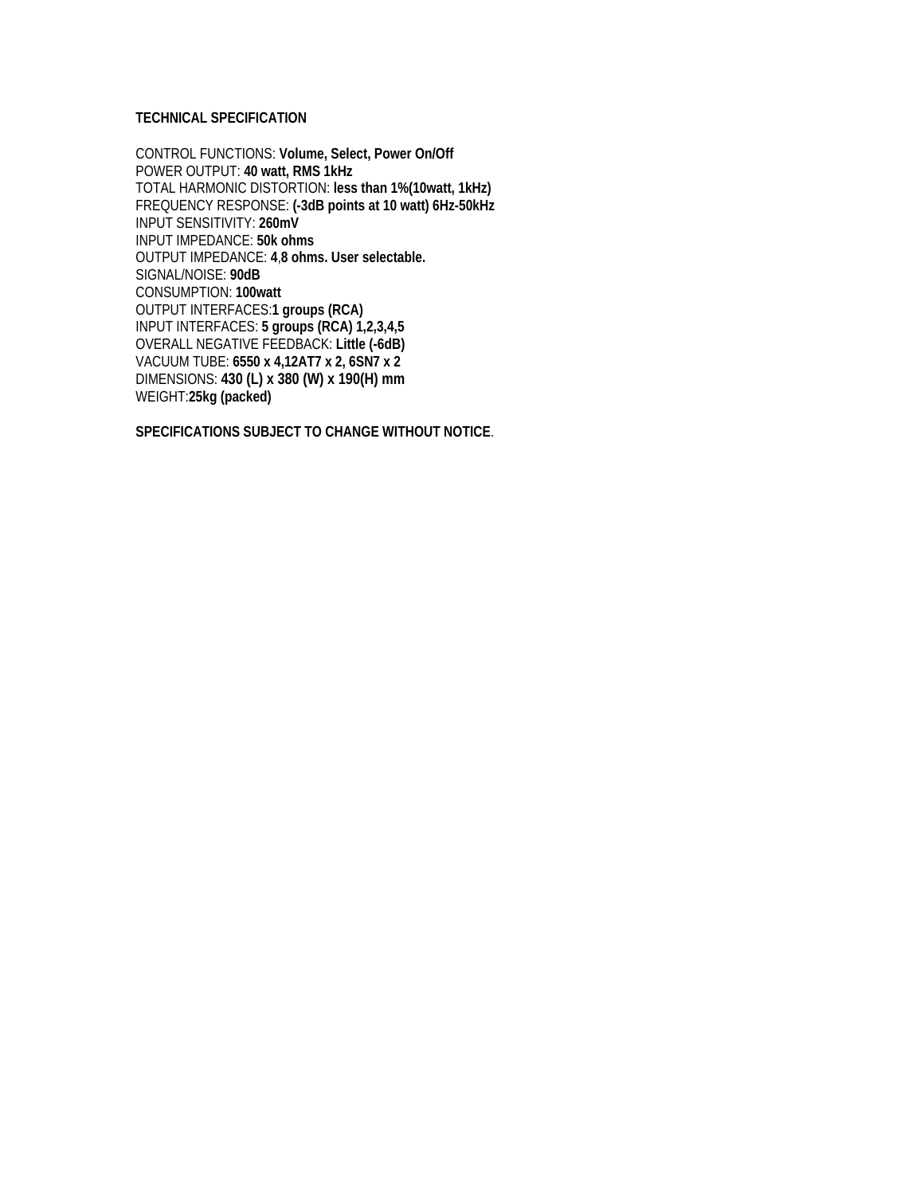**TECHNICAL SPECIFICATION**

CONTROL FUNCTIONS: **Volume, Select, Power On/Off**
POWER OUTPUT: **40 watt, RMS 1kHz**
TOTAL HARMONIC DISTORTION: **less than 1%(10watt, 1kHz)**
FREQUENCY RESPONSE: **(-3dB points at 10 watt) 6Hz-50kHz**
INPUT SENSITIVITY: **260mV**
INPUT IMPEDANCE: **50k ohms**
OUTPUT IMPEDANCE: **4**,**8 ohms. User selectable.**
SIGNAL/NOISE: **90dB**
CONSUMPTION: **100watt**
OUTPUT INTERFACES:**1 groups (RCA)**
INPUT INTERFACES: **5 groups (RCA) 1,2,3,4,5**
OVERALL NEGATIVE FEEDBACK: **Little (-6dB)**
VACUUM TUBE: **6550 x 4,12AT7 x 2, 6SN7 x 2**
DIMENSIONS: **430 (L) x 380 (W) x 190(H) mm**
WEIGHT:**25kg (packed)**

**SPECIFICATIONS SUBJECT TO CHANGE WITHOUT NOTICE**.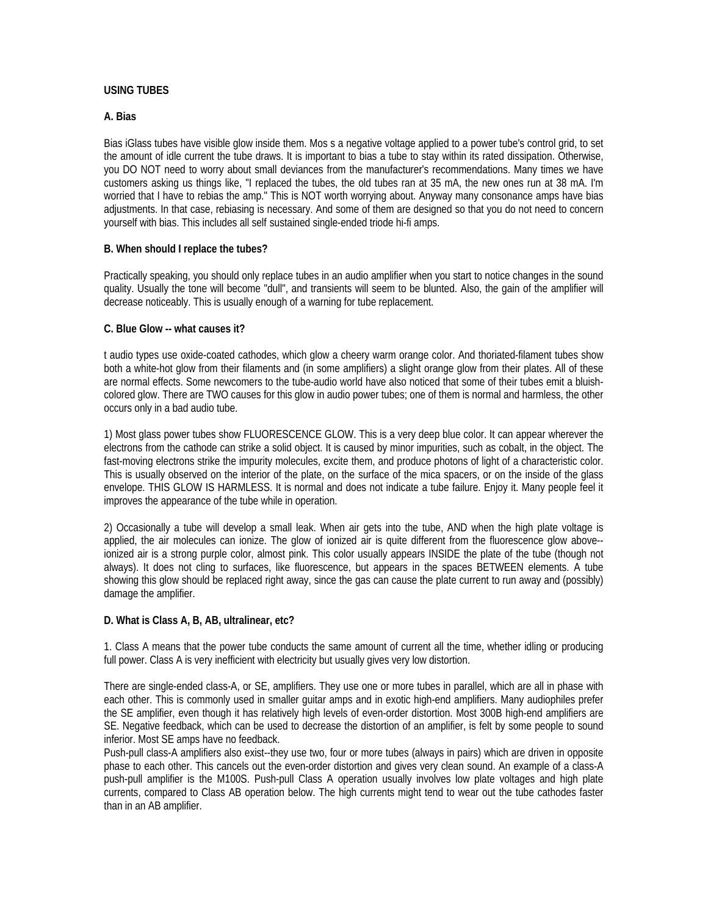**USING TUBES**

**A. Bias**

Bias iGlass tubes have visible glow inside them. Mos s a negative voltage applied to a power tube's control grid, to set the amount of idle current the tube draws. It is important to bias a tube to stay within its rated dissipation. Otherwise, you DO NOT need to worry about small deviances from the manufacturer's recommendations. Many times we have customers asking us things like, "I replaced the tubes, the old tubes ran at 35 mA, the new ones run at 38 mA. I'm worried that I have to rebias the amp." This is NOT worth worrying about. Anyway many consonance amps have bias adjustments. In that case, rebiasing is necessary. And some of them are designed so that you do not need to concern yourself with bias. This includes all self sustained single-ended triode hi-fi amps.

**B. When should I replace the tubes?**

Practically speaking, you should only replace tubes in an audio amplifier when you start to notice changes in the sound quality. Usually the tone will become "dull", and transients will seem to be blunted. Also, the gain of the amplifier will decrease noticeably. This is usually enough of a warning for tube replacement.

**C. Blue Glow -- what causes it?**

t audio types use oxide-coated cathodes, which glow a cheery warm orange color. And thoriated-filament tubes show both a white-hot glow from their filaments and (in some amplifiers) a slight orange glow from their plates. All of these are normal effects. Some newcomers to the tube-audio world have also noticed that some of their tubes emit a bluish-colored glow. There are TWO causes for this glow in audio power tubes; one of them is normal and harmless, the other occurs only in a bad audio tube.

1) Most glass power tubes show FLUORESCENCE GLOW. This is a very deep blue color. It can appear wherever the electrons from the cathode can strike a solid object. It is caused by minor impurities, such as cobalt, in the object. The fast-moving electrons strike the impurity molecules, excite them, and produce photons of light of a characteristic color. This is usually observed on the interior of the plate, on the surface of the mica spacers, or on the inside of the glass envelope. THIS GLOW IS HARMLESS. It is normal and does not indicate a tube failure. Enjoy it. Many people feel it improves the appearance of the tube while in operation.

2) Occasionally a tube will develop a small leak. When air gets into the tube, AND when the high plate voltage is applied, the air molecules can ionize. The glow of ionized air is quite different from the fluorescence glow above--ionized air is a strong purple color, almost pink. This color usually appears INSIDE the plate of the tube (though not always). It does not cling to surfaces, like fluorescence, but appears in the spaces BETWEEN elements. A tube showing this glow should be replaced right away, since the gas can cause the plate current to run away and (possibly) damage the amplifier.

**D. What is Class A, B, AB, ultralinear, etc?**

1. Class A means that the power tube conducts the same amount of current all the time, whether idling or producing full power. Class A is very inefficient with electricity but usually gives very low distortion.

There are single-ended class-A, or SE, amplifiers. They use one or more tubes in parallel, which are all in phase with each other. This is commonly used in smaller guitar amps and in exotic high-end amplifiers. Many audiophiles prefer the SE amplifier, even though it has relatively high levels of even-order distortion. Most 300B high-end amplifiers are SE. Negative feedback, which can be used to decrease the distortion of an amplifier, is felt by some people to sound inferior. Most SE amps have no feedback.

Push-pull class-A amplifiers also exist--they use two, four or more tubes (always in pairs) which are driven in opposite phase to each other. This cancels out the even-order distortion and gives very clean sound. An example of a class-A push-pull amplifier is the M100S. Push-pull Class A operation usually involves low plate voltages and high plate currents, compared to Class AB operation below. The high currents might tend to wear out the tube cathodes faster than in an AB amplifier.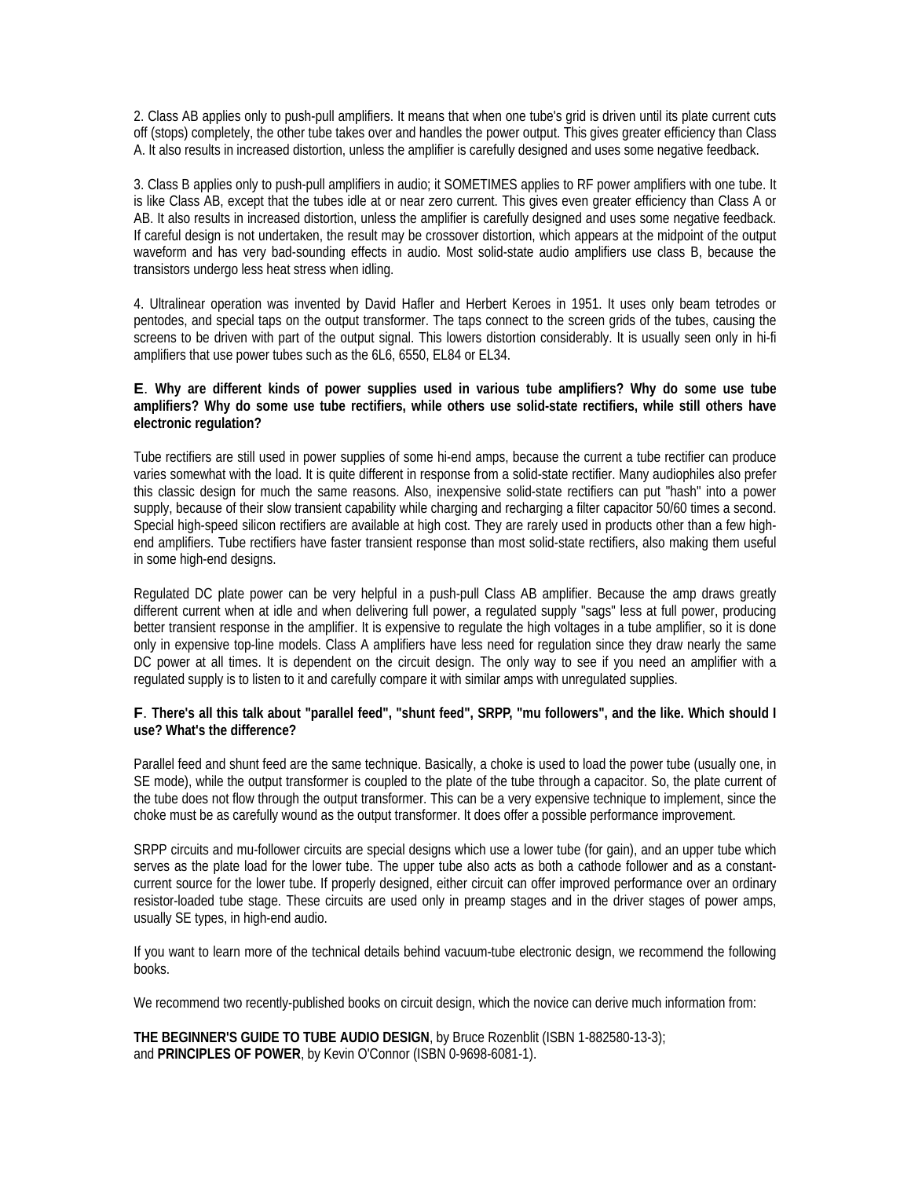2. Class AB applies only to push-pull amplifiers. It means that when one tube's grid is driven until its plate current cuts off (stops) completely, the other tube takes over and handles the power output. This gives greater efficiency than Class A. It also results in increased distortion, unless the amplifier is carefully designed and uses some negative feedback.

3. Class B applies only to push-pull amplifiers in audio; it SOMETIMES applies to RF power amplifiers with one tube. It is like Class AB, except that the tubes idle at or near zero current. This gives even greater efficiency than Class A or AB. It also results in increased distortion, unless the amplifier is carefully designed and uses some negative feedback. If careful design is not undertaken, the result may be crossover distortion, which appears at the midpoint of the output waveform and has very bad-sounding effects in audio. Most solid-state audio amplifiers use class B, because the transistors undergo less heat stress when idling.

4. Ultralinear operation was invented by David Hafler and Herbert Keroes in 1951. It uses only beam tetrodes or pentodes, and special taps on the output transformer. The taps connect to the screen grids of the tubes, causing the screens to be driven with part of the output signal. This lowers distortion considerably. It is usually seen only in hi-fi amplifiers that use power tubes such as the 6L6, 6550, EL84 or EL34.

**E. Why are different kinds of power supplies used in various tube amplifiers? Why do some use tube amplifiers? Why do some use tube rectifiers, while others use solid-state rectifiers, while still others have electronic regulation?**

Tube rectifiers are still used in power supplies of some hi-end amps, because the current a tube rectifier can produce varies somewhat with the load. It is quite different in response from a solid-state rectifier. Many audiophiles also prefer this classic design for much the same reasons. Also, inexpensive solid-state rectifiers can put "hash" into a power supply, because of their slow transient capability while charging and recharging a filter capacitor 50/60 times a second. Special high-speed silicon rectifiers are available at high cost. They are rarely used in products other than a few high-end amplifiers. Tube rectifiers have faster transient response than most solid-state rectifiers, also making them useful in some high-end designs.

Regulated DC plate power can be very helpful in a push-pull Class AB amplifier. Because the amp draws greatly different current when at idle and when delivering full power, a regulated supply "sags" less at full power, producing better transient response in the amplifier. It is expensive to regulate the high voltages in a tube amplifier, so it is done only in expensive top-line models. Class A amplifiers have less need for regulation since they draw nearly the same DC power at all times. It is dependent on the circuit design. The only way to see if you need an amplifier with a regulated supply is to listen to it and carefully compare it with similar amps with unregulated supplies.

**F. There's all this talk about "parallel feed", "shunt feed", SRPP, "mu followers", and the like. Which should I use? What's the difference?**

Parallel feed and shunt feed are the same technique. Basically, a choke is used to load the power tube (usually one, in SE mode), while the output transformer is coupled to the plate of the tube through a capacitor. So, the plate current of the tube does not flow through the output transformer. This can be a very expensive technique to implement, since the choke must be as carefully wound as the output transformer. It does offer a possible performance improvement.

SRPP circuits and mu-follower circuits are special designs which use a lower tube (for gain), and an upper tube which serves as the plate load for the lower tube. The upper tube also acts as both a cathode follower and as a constant-current source for the lower tube. If properly designed, either circuit can offer improved performance over an ordinary resistor-loaded tube stage. These circuits are used only in preamp stages and in the driver stages of power amps, usually SE types, in high-end audio.

If you want to learn more of the technical details behind vacuum-tube electronic design, we recommend the following books.

We recommend two recently-published books on circuit design, which the novice can derive much information from:

**THE BEGINNER'S GUIDE TO TUBE AUDIO DESIGN**, by Bruce Rozenblit (ISBN 1-882580-13-3);
and **PRINCIPLES OF POWER**, by Kevin O'Connor (ISBN 0-9698-6081-1).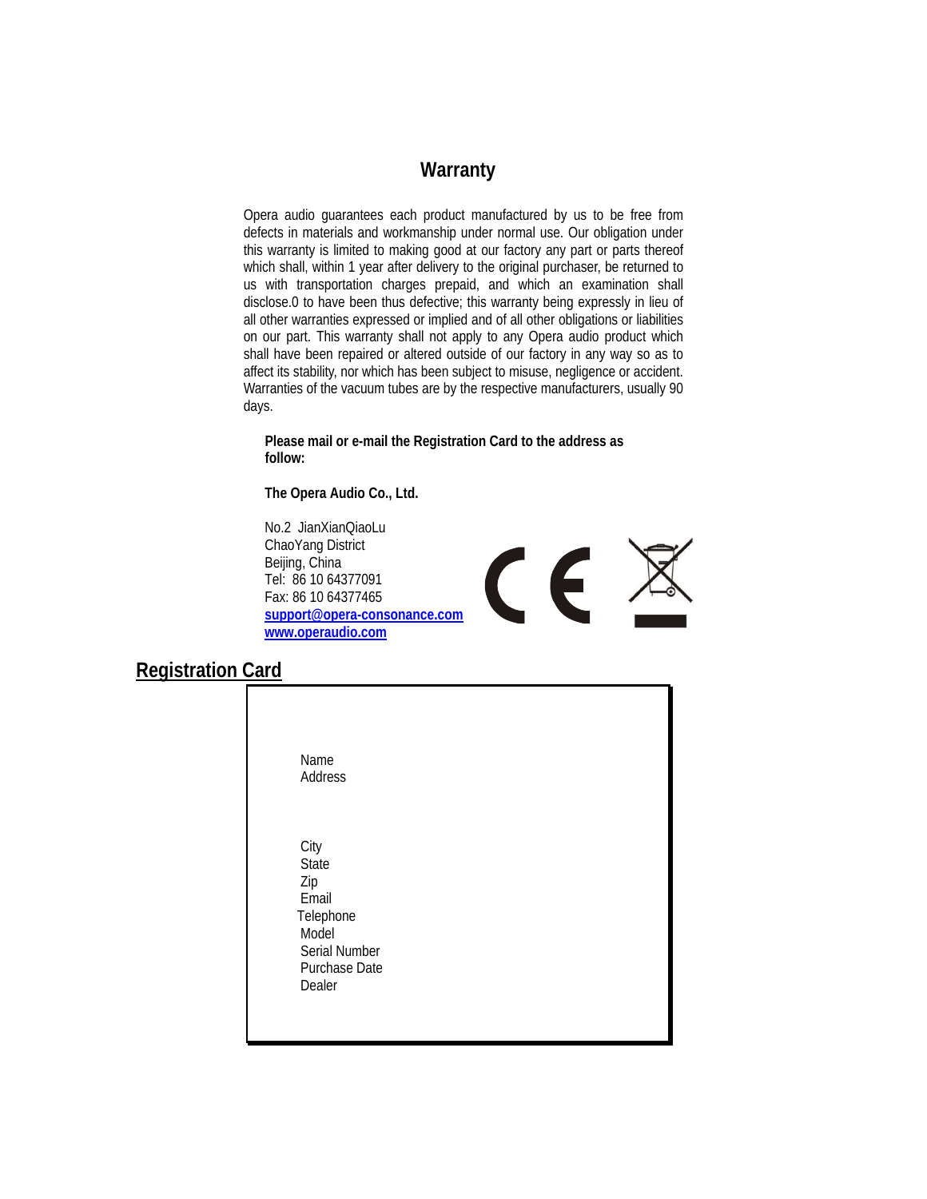## Warranty

Opera audio guarantees each product manufactured by us to be free from defects in materials and workmanship under normal use. Our obligation under this warranty is limited to making good at our factory any part or parts thereof which shall, within 1 year after delivery to the original purchaser, be returned to us with transportation charges prepaid, and which an examination shall disclose.0 to have been thus defective; this warranty being expressly in lieu of all other warranties expressed or implied and of all other obligations or liabilities on our part. This warranty shall not apply to any Opera audio product which shall have been repaired or altered outside of our factory in any way so as to affect its stability, nor which has been subject to misuse, negligence or accident. Warranties of the vacuum tubes are by the respective manufacturers, usually 90 days.

**Please mail or e-mail the Registration Card to the address as follow:**

**The Opera Audio Co., Ltd.**

No.2 JianXianQiaoLu
ChaoYang District
Beijing, China
Tel: 86 10 64377091
Fax: 86 10 64377465
support@opera-consonance.com
www.operaudio.com

## Registration Card

Name
Address

City
State
Zip
Email
Telephone
Model
Serial Number
Purchase Date
Dealer